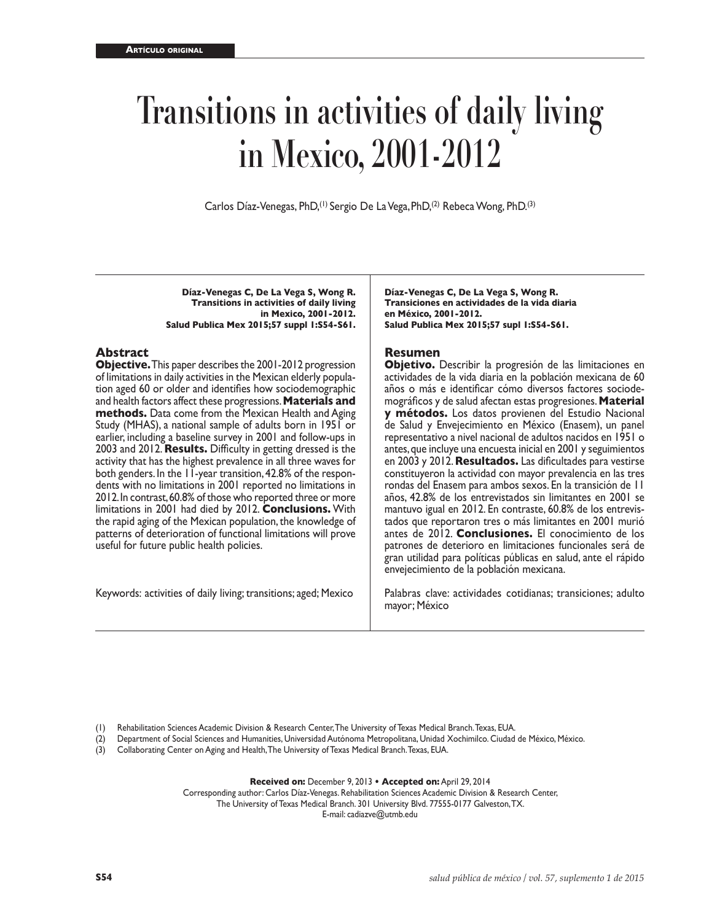**Artículo original**

# Transitions in activities of daily living in Mexico, 2001-2012

Carlos Díaz-Venegas, PhD,[1] Sergio De La Vega, PhD,[2] Rebeca Wong, PhD.[3]

**Díaz-Venegas C, De La Vega S, Wong R.**
**Transitions in activities of daily living in Mexico, 2001-2012.**
**Salud Publica Mex 2015;57 suppl 1:S54-S61.**

## Abstract

**Objective.** This paper describes the 2001-2012 progression of limitations in daily activities in the Mexican elderly population aged 60 or older and identifies how sociodemographic and health factors affect these progressions. **Materials and methods.** Data come from the Mexican Health and Aging Study (MHAS), a national sample of adults born in 1951 or earlier, including a baseline survey in 2001 and follow-ups in 2003 and 2012. **Results.** Difficulty in getting dressed is the activity that has the highest prevalence in all three waves for both genders. In the 11-year transition, 42.8% of the respondents with no limitations in 2001 reported no limitations in 2012. In contrast, 60.8% of those who reported three or more limitations in 2001 had died by 2012. **Conclusions.** With the rapid aging of the Mexican population, the knowledge of patterns of deterioration of functional limitations will prove useful for future public health policies.

Keywords: activities of daily living; transitions; aged; Mexico

**Díaz-Venegas C, De La Vega S, Wong R.**
**Transiciones en actividades de la vida diaria en México, 2001-2012.**
**Salud Publica Mex 2015;57 supl 1:S54-S61.**

## Resumen

**Objetivo.** Describir la progresión de las limitaciones en actividades de la vida diaria en la población mexicana de 60 años o más e identificar cómo diversos factores sociodemográficos y de salud afectan estas progresiones. **Material y métodos.** Los datos provienen del Estudio Nacional de Salud y Envejecimiento en México (Enasem), un panel representativo a nivel nacional de adultos nacidos en 1951 o antes, que incluye una encuesta inicial en 2001 y seguimientos en 2003 y 2012. **Resultados.** Las dificultades para vestirse constituyeron la actividad con mayor prevalencia en las tres rondas del Enasem para ambos sexos. En la transición de 11 años, 42.8% de los entrevistados sin limitantes en 2001 se mantuvo igual en 2012. En contraste, 60.8% de los entrevistados que reportaron tres o más limitantes en 2001 murió antes de 2012. **Conclusiones.** El conocimiento de los patrones de deterioro en limitaciones funcionales será de gran utilidad para políticas públicas en salud, ante el rápido envejecimiento de la población mexicana.

Palabras clave: actividades cotidianas; transiciones; adulto mayor; México

(1) Rehabilitation Sciences Academic Division & Research Center, The University of Texas Medical Branch. Texas, EUA.
(2) Department of Social Sciences and Humanities, Universidad Autónoma Metropolitana, Unidad Xochimilco. Ciudad de México, México.
(3) Collaborating Center on Aging and Health, The University of Texas Medical Branch. Texas, EUA.

**Received on:** December 9, 2013 • **Accepted on:** April 29, 2014
Corresponding author: Carlos Díaz-Venegas. Rehabilitation Sciences Academic Division & Research Center, The University of Texas Medical Branch. 301 University Blvd. 77555-0177 Galveston, TX.
E-mail: cadiazve@utmb.edu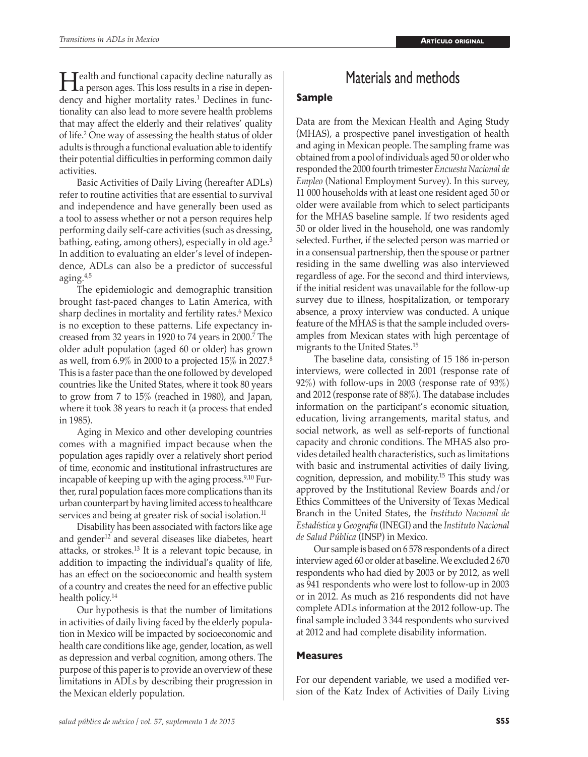Health and functional capacity decline naturally as a person ages. This loss results in a rise in dependency and higher mortality rates.[1] Declines in functionality can also lead to more severe health problems that may affect the elderly and their relatives' quality of life.[2] One way of assessing the health status of older adults is through a functional evaluation able to identify their potential difficulties in performing common daily activities.

Basic Activities of Daily Living (hereafter ADLs) refer to routine activities that are essential to survival and independence and have generally been used as a tool to assess whether or not a person requires help performing daily self-care activities (such as dressing, bathing, eating, among others), especially in old age.[3] In addition to evaluating an elder's level of independence, ADLs can also be a predictor of successful aging.[4,5]

The epidemiologic and demographic transition brought fast-paced changes to Latin America, with sharp declines in mortality and fertility rates.[6] Mexico is no exception to these patterns. Life expectancy increased from 32 years in 1920 to 74 years in 2000.[7] The older adult population (aged 60 or older) has grown as well, from 6.9% in 2000 to a projected 15% in 2027.[8] This is a faster pace than the one followed by developed countries like the United States, where it took 80 years to grow from 7 to 15% (reached in 1980), and Japan, where it took 38 years to reach it (a process that ended in 1985).

Aging in Mexico and other developing countries comes with a magnified impact because when the population ages rapidly over a relatively short period of time, economic and institutional infrastructures are incapable of keeping up with the aging process.[9,10] Further, rural population faces more complications than its urban counterpart by having limited access to healthcare services and being at greater risk of social isolation.[11]

Disability has been associated with factors like age and gender[12] and several diseases like diabetes, heart attacks, or strokes.[13] It is a relevant topic because, in addition to impacting the individual's quality of life, has an effect on the socioeconomic and health system of a country and creates the need for an effective public health policy.[14]

Our hypothesis is that the number of limitations in activities of daily living faced by the elderly population in Mexico will be impacted by socioeconomic and health care conditions like age, gender, location, as well as depression and verbal cognition, among others. The purpose of this paper is to provide an overview of these limitations in ADLs by describing their progression in the Mexican elderly population.

# Materials and methods

## Sample

Data are from the Mexican Health and Aging Study (MHAS), a prospective panel investigation of health and aging in Mexican people. The sampling frame was obtained from a pool of individuals aged 50 or older who responded the 2000 fourth trimester *Encuesta Nacional de Empleo* (National Employment Survey). In this survey, 11 000 households with at least one resident aged 50 or older were available from which to select participants for the MHAS baseline sample. If two residents aged 50 or older lived in the household, one was randomly selected. Further, if the selected person was married or in a consensual partnership, then the spouse or partner residing in the same dwelling was also interviewed regardless of age. For the second and third interviews, if the initial resident was unavailable for the follow-up survey due to illness, hospitalization, or temporary absence, a proxy interview was conducted. A unique feature of the MHAS is that the sample included oversamples from Mexican states with high percentage of migrants to the United States.[15]

The baseline data, consisting of 15 186 in-person interviews, were collected in 2001 (response rate of 92%) with follow-ups in 2003 (response rate of 93%) and 2012 (response rate of 88%). The database includes information on the participant's economic situation, education, living arrangements, marital status, and social network, as well as self-reports of functional capacity and chronic conditions. The MHAS also provides detailed health characteristics, such as limitations with basic and instrumental activities of daily living, cognition, depression, and mobility.[15] This study was approved by the Institutional Review Boards and/or Ethics Committees of the University of Texas Medical Branch in the United States, the *Instituto Nacional de Estadística y Geografía* (INEGI) and the *Instituto Nacional de Salud Pública* (INSP) in Mexico.

Our sample is based on 6 578 respondents of a direct interview aged 60 or older at baseline. We excluded 2 670 respondents who had died by 2003 or by 2012, as well as 941 respondents who were lost to follow-up in 2003 or in 2012. As much as 216 respondents did not have complete ADLs information at the 2012 follow-up. The final sample included 3 344 respondents who survived at 2012 and had complete disability information.

## Measures

For our dependent variable, we used a modified version of the Katz Index of Activities of Daily Living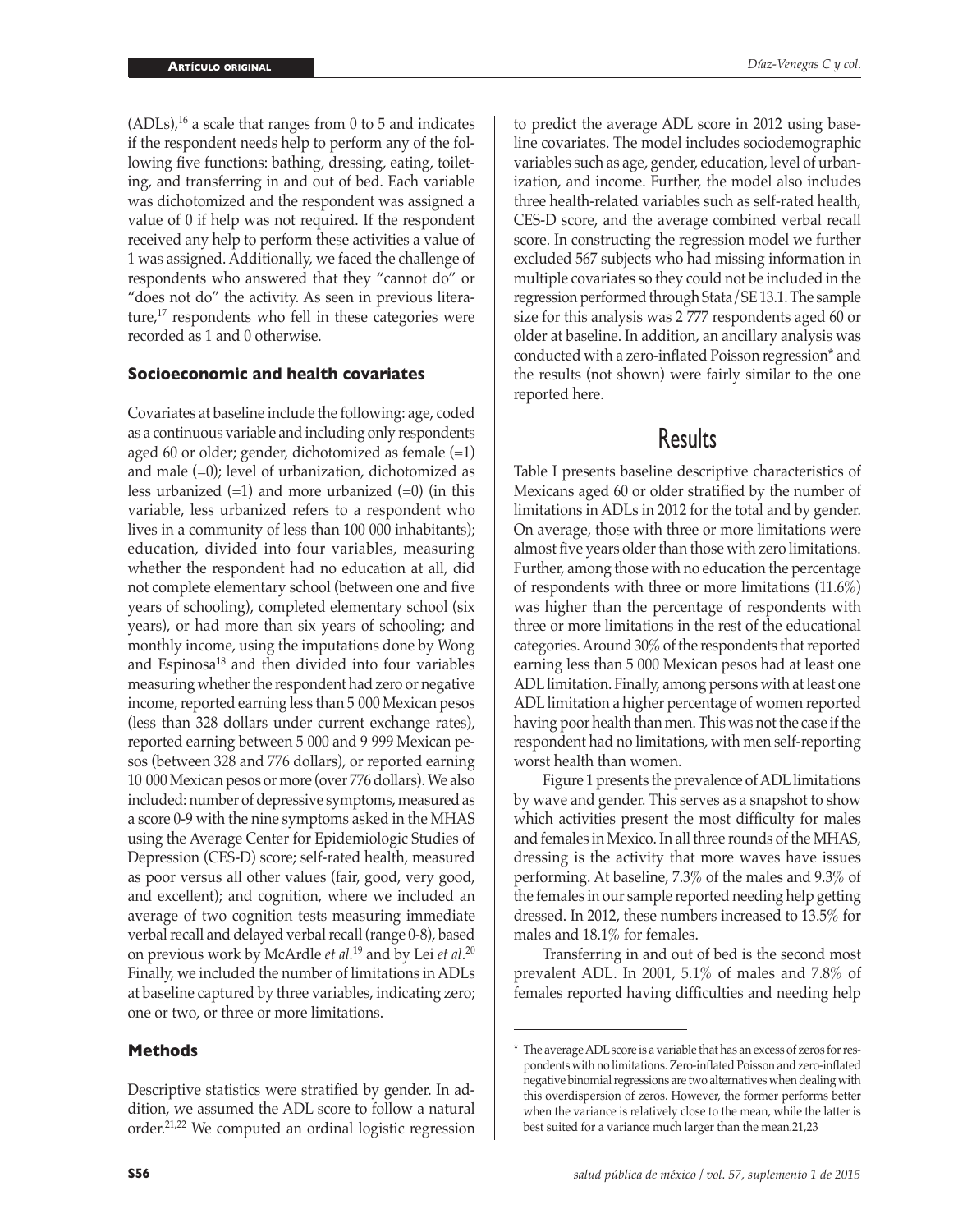(ADLs),[16] a scale that ranges from 0 to 5 and indicates if the respondent needs help to perform any of the following five functions: bathing, dressing, eating, toileting, and transferring in and out of bed. Each variable was dichotomized and the respondent was assigned a value of 0 if help was not required. If the respondent received any help to perform these activities a value of 1 was assigned. Additionally, we faced the challenge of respondents who answered that they "cannot do" or "does not do" the activity. As seen in previous literature,[17] respondents who fell in these categories were recorded as 1 and 0 otherwise.

### Socioeconomic and health covariates

Covariates at baseline include the following: age, coded as a continuous variable and including only respondents aged 60 or older; gender, dichotomized as female (=1) and male (=0); level of urbanization, dichotomized as less urbanized (=1) and more urbanized (=0) (in this variable, less urbanized refers to a respondent who lives in a community of less than 100 000 inhabitants); education, divided into four variables, measuring whether the respondent had no education at all, did not complete elementary school (between one and five years of schooling), completed elementary school (six years), or had more than six years of schooling; and monthly income, using the imputations done by Wong and Espinosa[18] and then divided into four variables measuring whether the respondent had zero or negative income, reported earning less than 5 000 Mexican pesos (less than 328 dollars under current exchange rates), reported earning between 5 000 and 9 999 Mexican pesos (between 328 and 776 dollars), or reported earning 10 000 Mexican pesos or more (over 776 dollars). We also included: number of depressive symptoms, measured as a score 0-9 with the nine symptoms asked in the MHAS using the Average Center for Epidemiologic Studies of Depression (CES-D) score; self-rated health, measured as poor versus all other values (fair, good, very good, and excellent); and cognition, where we included an average of two cognition tests measuring immediate verbal recall and delayed verbal recall (range 0-8), based on previous work by McArdle *et al.*[19] and by Lei *et al*.[20] Finally, we included the number of limitations in ADLs at baseline captured by three variables, indicating zero; one or two, or three or more limitations.

### Methods

Descriptive statistics were stratified by gender. In addition, we assumed the ADL score to follow a natural order.[21,22] We computed an ordinal logistic regression to predict the average ADL score in 2012 using baseline covariates. The model includes sociodemographic variables such as age, gender, education, level of urbanization, and income. Further, the model also includes three health-related variables such as self-rated health, CES-D score, and the average combined verbal recall score. In constructing the regression model we further excluded 567 subjects who had missing information in multiple covariates so they could not be included in the regression performed through Stata/SE 13.1. The sample size for this analysis was 2 777 respondents aged 60 or older at baseline. In addition, an ancillary analysis was conducted with a zero-inflated Poisson regression* and the results (not shown) were fairly similar to the one reported here.

## Results

Table I presents baseline descriptive characteristics of Mexicans aged 60 or older stratified by the number of limitations in ADLs in 2012 for the total and by gender. On average, those with three or more limitations were almost five years older than those with zero limitations. Further, among those with no education the percentage of respondents with three or more limitations (11.6%) was higher than the percentage of respondents with three or more limitations in the rest of the educational categories. Around 30% of the respondents that reported earning less than 5 000 Mexican pesos had at least one ADL limitation. Finally, among persons with at least one ADL limitation a higher percentage of women reported having poor health than men. This was not the case if the respondent had no limitations, with men self-reporting worst health than women.

Figure 1 presents the prevalence of ADL limitations by wave and gender. This serves as a snapshot to show which activities present the most difficulty for males and females in Mexico. In all three rounds of the MHAS, dressing is the activity that more waves has issues performing. At baseline, 7.3% of the males and 9.3% of the females in our sample reported needing help getting dressed. In 2012, these numbers increased to 13.5% for males and 18.1% for females.

Transferring in and out of bed is the second most prevalent ADL. In 2001, 5.1% of males and 7.8% of females reported having difficulties and needing help

---

\* The average ADL score is a variable that has an excess of zeros for respondents with no limitations. Zero-inflated Poisson and zero-inflated negative binomial regressions are two alternatives when dealing with this overdispersion of zeros. However, the former performs better when the variance is relatively close to the mean, while the latter is best suited for a variance much larger than the mean.21,23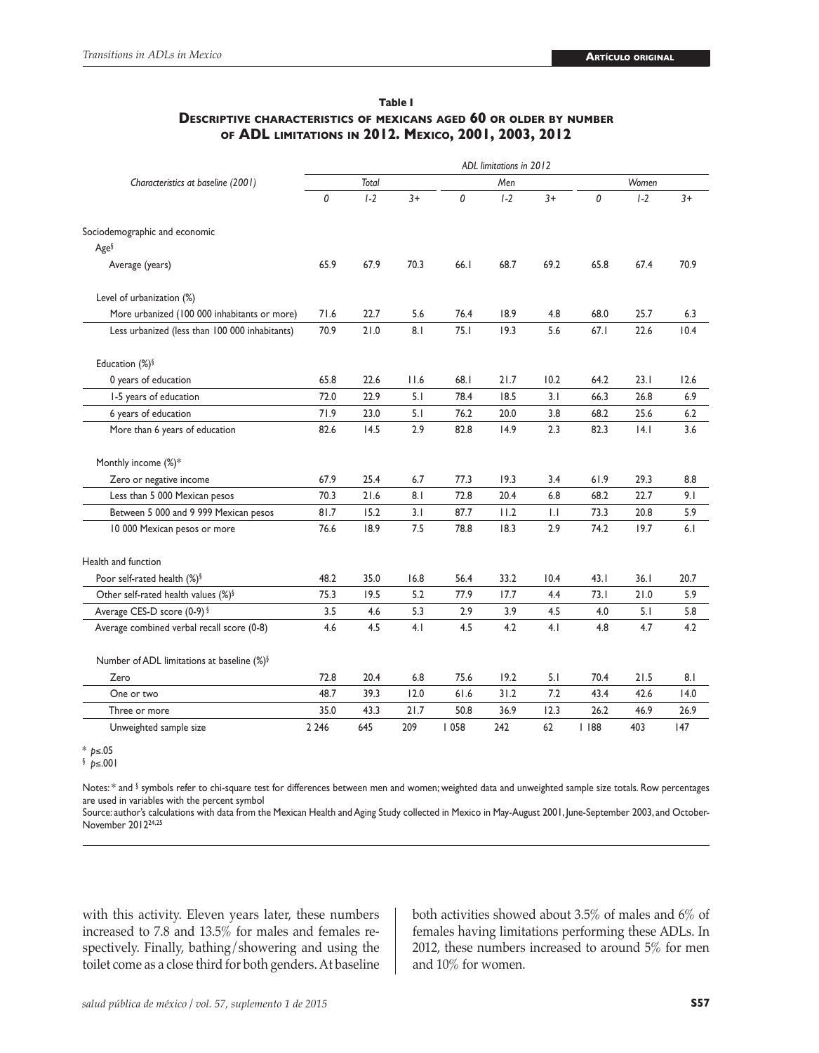**Table I**

**Descriptive characteristics of mexicans aged 60 or older by number of ADL limitations in 2012. Mexico, 2001, 2003, 2012**

| Characteristics at baseline (2001) | ADL limitations in 2012 | | | | | | | | |
|---|---|---|---|---|---|---|---|---|---|
| | *Total* | | | *Men* | | | *Women* | | |
| | *0* | *1-2* | *3+* | *0* | *1-2* | *3+* | *0* | *1-2* | *3+* |
| Sociodemographic and economic | | | | | | | | | |
| Age[§] | | | | | | | | | |
| Average (years) | 65.9 | 67.9 | 70.3 | 66.1 | 68.7 | 69.2 | 65.8 | 67.4 | 70.9 |
| Level of urbanization (%) | | | | | | | | | |
| More urbanized (100 000 inhabitants or more) | 71.6 | 22.7 | 5.6 | 76.4 | 18.9 | 4.8 | 68.0 | 25.7 | 6.3 |
| Less urbanized (less than 100 000 inhabitants) | 70.9 | 21.0 | 8.1 | 75.1 | 19.3 | 5.6 | 67.1 | 22.6 | 10.4 |
| Education (%)[§] | | | | | | | | | |
| 0 years of education | 65.8 | 22.6 | 11.6 | 68.1 | 21.7 | 10.2 | 64.2 | 23.1 | 12.6 |
| 1-5 years of education | 72.0 | 22.9 | 5.1 | 78.4 | 18.5 | 3.1 | 66.3 | 26.8 | 6.9 |
| 6 years of education | 71.9 | 23.0 | 5.1 | 76.2 | 20.0 | 3.8 | 68.2 | 25.6 | 6.2 |
| More than 6 years of education | 82.6 | 14.5 | 2.9 | 82.8 | 14.9 | 2.3 | 82.3 | 14.1 | 3.6 |
| Monthly income (%)* | | | | | | | | | |
| Zero or negative income | 67.9 | 25.4 | 6.7 | 77.3 | 19.3 | 3.4 | 61.9 | 29.3 | 8.8 |
| Less than 5 000 Mexican pesos | 70.3 | 21.6 | 8.1 | 72.8 | 20.4 | 6.8 | 68.2 | 22.7 | 9.1 |
| Between 5 000 and 9 999 Mexican pesos | 81.7 | 15.2 | 3.1 | 87.7 | 11.2 | 1.1 | 73.3 | 20.8 | 5.9 |
| 10 000 Mexican pesos or more | 76.6 | 18.9 | 7.5 | 78.8 | 18.3 | 2.9 | 74.2 | 19.7 | 6.1 |
| Health and function | | | | | | | | | |
| Poor self-rated health (%)[§] | 48.2 | 35.0 | 16.8 | 56.4 | 33.2 | 10.4 | 43.1 | 36.1 | 20.7 |
| Other self-rated health values (%)[§] | 75.3 | 19.5 | 5.2 | 77.9 | 17.7 | 4.4 | 73.1 | 21.0 | 5.9 |
| Average CES-D score (0-9)[§] | 3.5 | 4.6 | 5.3 | 2.9 | 3.9 | 4.5 | 4.0 | 5.1 | 5.8 |
| Average combined verbal recall score (0-8) | 4.6 | 4.5 | 4.1 | 4.5 | 4.2 | 4.1 | 4.8 | 4.7 | 4.2 |
| Number of ADL limitations at baseline (%)[§] | | | | | | | | | |
| Zero | 72.8 | 20.4 | 6.8 | 75.6 | 19.2 | 5.1 | 70.4 | 21.5 | 8.1 |
| One or two | 48.7 | 39.3 | 12.0 | 61.6 | 31.2 | 7.2 | 43.4 | 42.6 | 14.0 |
| Three or more | 35.0 | 43.3 | 21.7 | 50.8 | 36.9 | 12.3 | 26.2 | 46.9 | 26.9 |
| Unweighted sample size | 2 246 | 645 | 209 | 1 058 | 242 | 62 | 1 188 | 403 | 147 |

* $p \leq .05$

§ $p \leq .001$

Notes: * and § symbols refer to chi-square test for differences between men and women; weighted data and unweighted sample size totals. Row percentages are used in variables with the percent symbol

Source: author's calculations with data from the Mexican Health and Aging Study collected in Mexico in May-August 2001, June-September 2003, and October-November 2012[24,25]

with this activity. Eleven years later, these numbers increased to 7.8 and 13.5% for males and females respectively. Finally, bathing/showering and using the toilet come as a close third for both genders. At baseline both activities showed about 3.5% of males and 6% of females having limitations performing these ADLs. In 2012, these numbers increased to around 5% for men and 10% for women.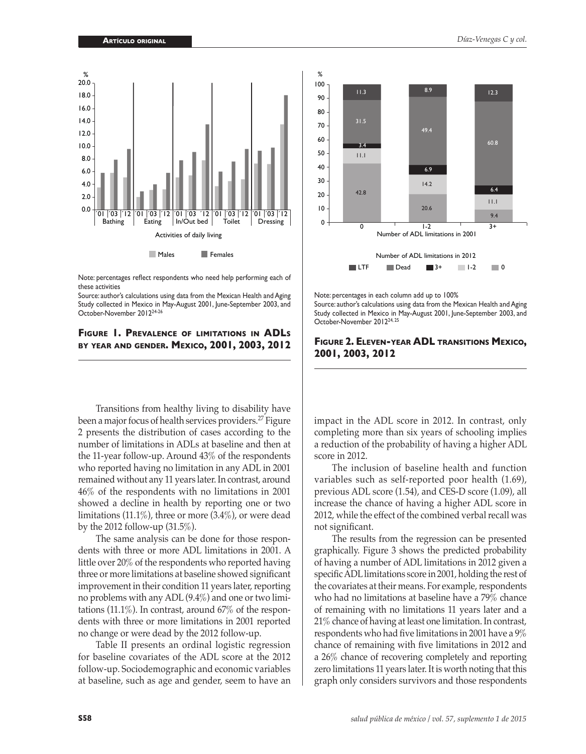Note: percentages reflect respondents who need help performing each of these activities

Source: author's calculations using data from the Mexican Health and Aging Study collected in Mexico in May-August 2001, June-September 2003, and October-November 2012[24-26]

**Figure 1. Prevalence of limitations in ADLs by year and gender. Mexico, 2001, 2003, 2012**

Note: percentages in each column add up to 100%

Source: author's calculations using data from the Mexican Health and Aging Study collected in Mexico in May-August 2001, June-September 2003, and October-November 2012[24, 25]

**Figure 2. Eleven-year ADL transitions Mexico, 2001, 2003, 2012**

Transitions from healthy living to disability have been a major focus of health services providers.[27] Figure 2 presents the distribution of cases according to the number of limitations in ADLs at baseline and then at the 11-year follow-up. Around 43% of the respondents who reported having no limitation in any ADL in 2001 remained without any 11 years later. In contrast, around 46% of the respondents with no limitations in 2001 showed a decline in health by reporting one or two limitations (11.1%), three or more (3.4%), or were dead by the 2012 follow-up (31.5%).

The same analysis can be done for those respondents with three or more ADL limitations in 2001. A little over 20% of the respondents who reported having three or more limitations at baseline showed significant improvement in their condition 11 years later, reporting no problems with any ADL (9.4%) and one or two limitations (11.1%). In contrast, around 67% of the respondents with three or more limitations in 2001 reported no change or were dead by the 2012 follow-up.

Table II presents an ordinal logistic regression for baseline covariates of the ADL score at the 2012 follow-up. Sociodemographic and economic variables at baseline, such as age and gender, seem to have an impact in the ADL score in 2012. In contrast, only completing more than six years of schooling implies a reduction of the probability of having a higher ADL score in 2012.

The inclusion of baseline health and function variables such as self-reported poor health (1.69), previous ADL score (1.54), and CES-D score (1.09), all increase the chance of having a higher ADL score in 2012, while the effect of the combined verbal recall was not significant.

The results from the regression can be presented graphically. Figure 3 shows the predicted probability of having a number of ADL limitations in 2012 given a specific ADL limitations score in 2001, holding the rest of the covariates at their means. For example, respondents who had no limitations at baseline have a 79% chance of remaining with no limitations 11 years later and a 21% chance of having at least one limitation. In contrast, respondents who had five limitations in 2001 have a 9% chance of remaining with five limitations in 2012 and a 26% chance of recovering completely and reporting zero limitations 11 years later. It is worth noting that this graph only considers survivors and those respondents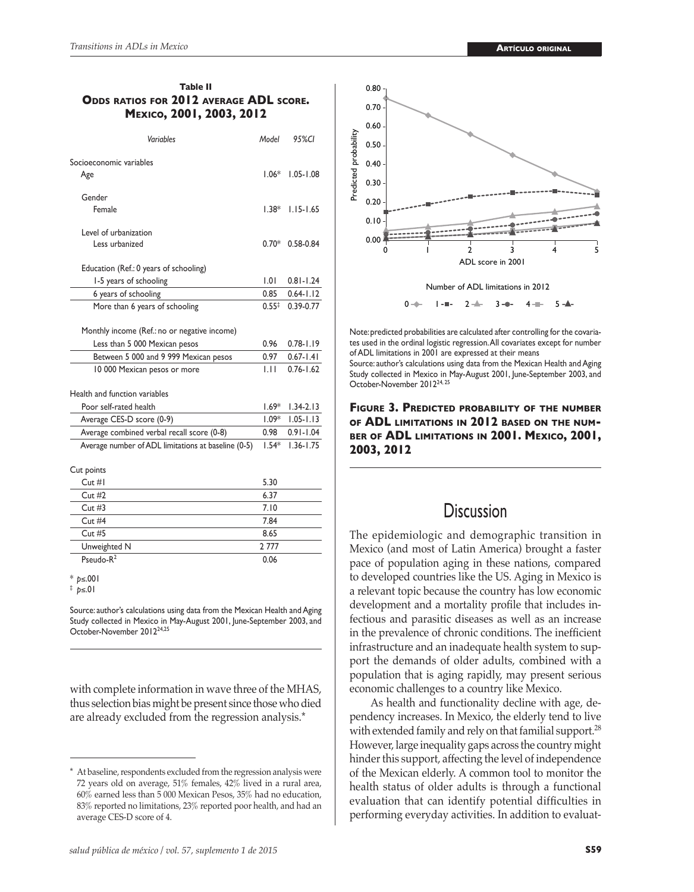**Table II**
**Odds ratios for 2012 average ADL score. Mexico, 2001, 2003, 2012**

| *Variables* | *Model* | *95%CI* |
|---|---|---|
| Socioeconomic variables | | |
| Age | 1.06* | 1.05-1.08 |
| Gender | | |
| Female | 1.38* | 1.15-1.65 |
| Level of urbanization | | |
| Less urbanized | 0.70* | 0.58-0.84 |
| Education (Ref.: 0 years of schooling) | | |
| 1-5 years of schooling | 1.01 | 0.81-1.24 |
| 6 years of schooling | 0.85 | 0.64-1.12 |
| More than 6 years of schooling | 0.55‡ | 0.39-0.77 |
| Monthly income (Ref.: no or negative income) | | |
| Less than 5 000 Mexican pesos | 0.96 | 0.78-1.19 |
| Between 5 000 and 9 999 Mexican pesos | 0.97 | 0.67-1.41 |
| 10 000 Mexican pesos or more | 1.11 | 0.76-1.62 |
| Health and function variables | | |
| Poor self-rated health | 1.69* | 1.34-2.13 |
| Average CES-D score (0-9) | 1.09* | 1.05-1.13 |
| Average combined verbal recall score (0-8) | 0.98 | 0.91-1.04 |
| Average number of ADL limitations at baseline (0-5) | 1.54* | 1.36-1.75 |
| Cut points | | |
| Cut #1 | 5.30 | |
| Cut #2 | 6.37 | |
| Cut #3 | 7.10 | |
| Cut #4 | 7.84 | |
| Cut #5 | 8.65 | |
| Unweighted N | 2 777 | |
| Pseudo-$R^2$ | 0.06 | |

\* $p \leq .001$
‡ $p \leq .01$

Source: author's calculations using data from the Mexican Health and Aging Study collected in Mexico in May-August 2001, June-September 2003, and October-November 2012[24,25]

Note: predicted probabilities are calculated after controlling for the covariates used in the ordinal logistic regression. All covariates except for number of ADL limitations in 2001 are expressed at their means
Source: author's calculations using data from the Mexican Health and Aging Study collected in Mexico in May-August 2001, June-September 2003, and October-November 2012[24,25]

**Figure 3. Predicted probability of the number of ADL limitations in 2012 based on the number of ADL limitations in 2001. Mexico, 2001, 2003, 2012**

with complete information in wave three of the MHAS, thus selection bias might be present since those who died are already excluded from the regression analysis.*

## Discussion

The epidemiologic and demographic transition in Mexico (and most of Latin America) brought a faster pace of population aging in these nations, compared to developed countries like the US. Aging in Mexico is a relevant topic because the country has low economic development and a mortality profile that includes infectious and parasitic diseases as well as an increase in the prevalence of chronic conditions. The inefficient infrastructure and an inadequate health system to support the demands of older adults, combined with a population that is aging rapidly, may present serious economic challenges to a country like Mexico.

As health and functionality decline with age, dependency increases. In Mexico, the elderly tend to live with extended family and rely on that familial support.[28] However, large inequality gaps across the country might hinder this support, affecting the level of independence of the Mexican elderly. A common tool to monitor the health status of older adults is through a functional evaluation that can identify potential difficulties in performing everyday activities. In addition to evaluat-

\* At baseline, respondents excluded from the regression analysis were 72 years old on average, 51% females, 42% lived in a rural area, 60% earned less than 5 000 Mexican Pesos, 35% had no education, 83% reported no limitations, 23% reported poor health, and had an average CES-D score of 4.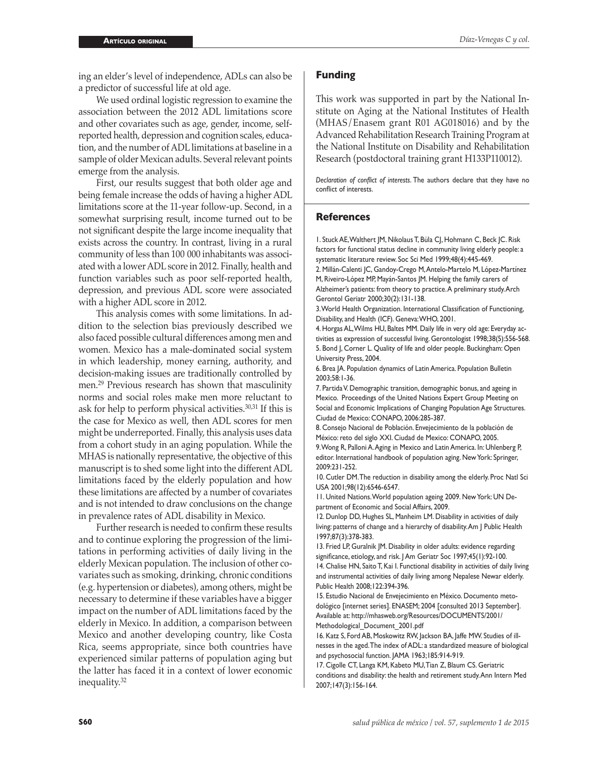ing an elder's level of independence, ADLs can also be a predictor of successful life at old age.

We used ordinal logistic regression to examine the association between the 2012 ADL limitations score and other covariates such as age, gender, income, self-reported health, depression and cognition scales, education, and the number of ADL limitations at baseline in a sample of older Mexican adults. Several relevant points emerge from the analysis.

First, our results suggest that both older age and being female increase the odds of having a higher ADL limitations score at the 11-year follow-up. Second, in a somewhat surprising result, income turned out to be not significant despite the large income inequality that exists across the country. In contrast, living in a rural community of less than 100 000 inhabitants was associated with a lower ADL score in 2012. Finally, health and function variables such as poor self-reported health, depression, and previous ADL score were associated with a higher ADL score in 2012.

This analysis comes with some limitations. In addition to the selection bias previously described we also faced possible cultural differences among men and women. Mexico has a male-dominated social system in which leadership, money earning, authority, and decision-making issues are traditionally controlled by men.[29] Previous research has shown that masculinity norms and social roles make men more reluctant to ask for help to perform physical activities.[30,31] If this is the case for Mexico as well, then ADL scores for men might be underreported. Finally, this analysis uses data from a cohort study in an aging population. While the MHAS is nationally representative, the objective of this manuscript is to shed some light into the different ADL limitations faced by the elderly population and how these limitations are affected by a number of covariates and is not intended to draw conclusions on the change in prevalence rates of ADL disability in Mexico.

Further research is needed to confirm these results and to continue exploring the progression of the limitations in performing activities of daily living in the elderly Mexican population. The inclusion of other covariates such as smoking, drinking, chronic conditions (e.g. hypertension or diabetes), among others, might be necessary to determine if these variables have a bigger impact on the number of ADL limitations faced by the elderly in Mexico. In addition, a comparison between Mexico and another developing country, like Costa Rica, seems appropriate, since both countries have experienced similar patterns of population aging but the latter has faced it in a context of lower economic inequality.[32]

## Funding

This work was supported in part by the National Institute on Aging at the National Institutes of Health (MHAS/Enasem grant R01 AG018016) and by the Advanced Rehabilitation Research Training Program at the National Institute on Disability and Rehabilitation Research (postdoctoral training grant H133P110012).

*Declaration of conflict of interests.* The authors declare that they have no conflict of interests.

## References

1. Stuck AE, Walthert JM, Nikolaus T, Büla CJ, Hohmann C, Beck JC. Risk factors for functional status decline in community living elderly people: a systematic literature review. Soc Sci Med 1999;48(4):445-469.
2. Millán-Calenti JC, Gandoy-Crego M, Antelo-Martelo M, López-Martínez M, Riveiro-López MP, Mayán-Santos JM. Helping the family carers of Alzheimer's patients: from theory to practice. A preliminary study. Arch Gerontol Geriatr 2000;30(2):131-138.
3. World Health Organization. International Classification of Functioning, Disability, and Health (ICF). Geneva: WHO, 2001.
4. Horgas AL, Wilms HU, Baltes MM. Daily life in very old age: Everyday activities as expression of successful living. Gerontologist 1998;38(5):556-568.
5. Bond J, Corner L. Quality of life and older people. Buckingham: Open University Press, 2004.
6. Brea JA. Population dynamics of Latin America. Population Bulletin 2003;58:1-36.
7. Partida V. Demographic transition, demographic bonus, and ageing in Mexico. Proceedings of the United Nations Expert Group Meeting on Social and Economic Implications of Changing Population Age Structures. Ciudad de Mexico: CONAPO, 2006:285-387.
8. Consejo Nacional de Población. Envejecimiento de la población de México: reto del siglo XXI. Ciudad de Mexico: CONAPO, 2005.
9. Wong R, Palloni A. Aging in Mexico and Latin America. In: Uhlenberg P, editor. International handbook of population aging. New York: Springer, 2009:231-252.
10. Cutler DM. The reduction in disability among the elderly. Proc Natl Sci USA 2001;98(12):6546-6547.
11. United Nations. World population ageing 2009. New York: UN Department of Economic and Social Affairs, 2009.
12. Dunlop DD, Hughes SL, Manheim LM. Disability in activities of daily living: patterns of change and a hierarchy of disability. Am J Public Health 1997;87(3):378-383.
13. Fried LP, Guralnik JM. Disability in older adults: evidence regarding significance, etiology, and risk. J Am Geriatr Soc 1997;45(1):92-100.
14. Chalise HN, Saito T, Kai I. Functional disability in activities of daily living and instrumental activities of daily living among Nepalese Newar elderly. Public Health 2008;122:394-396.
15. Estudio Nacional de Envejecimiento en México. Documento metodológico [internet series]. ENASEM; 2004 [consulted 2013 September]. Available at: http://mhasweb.org/Resources/DOCUMENTS/2001/Methodological_Document_2001.pdf
16. Katz S, Ford AB, Moskowitz RW, Jackson BA, Jaffe MW. Studies of illnesses in the aged. The index of ADL: a standardized measure of biological and psychosocial function. JAMA 1963;185:914-919.
17. Cigolle CT, Langa KM, Kabeto MU, Tian Z, Blaum CS. Geriatric conditions and disability: the health and retirement study. Ann Intern Med 2007;147(3):156-164.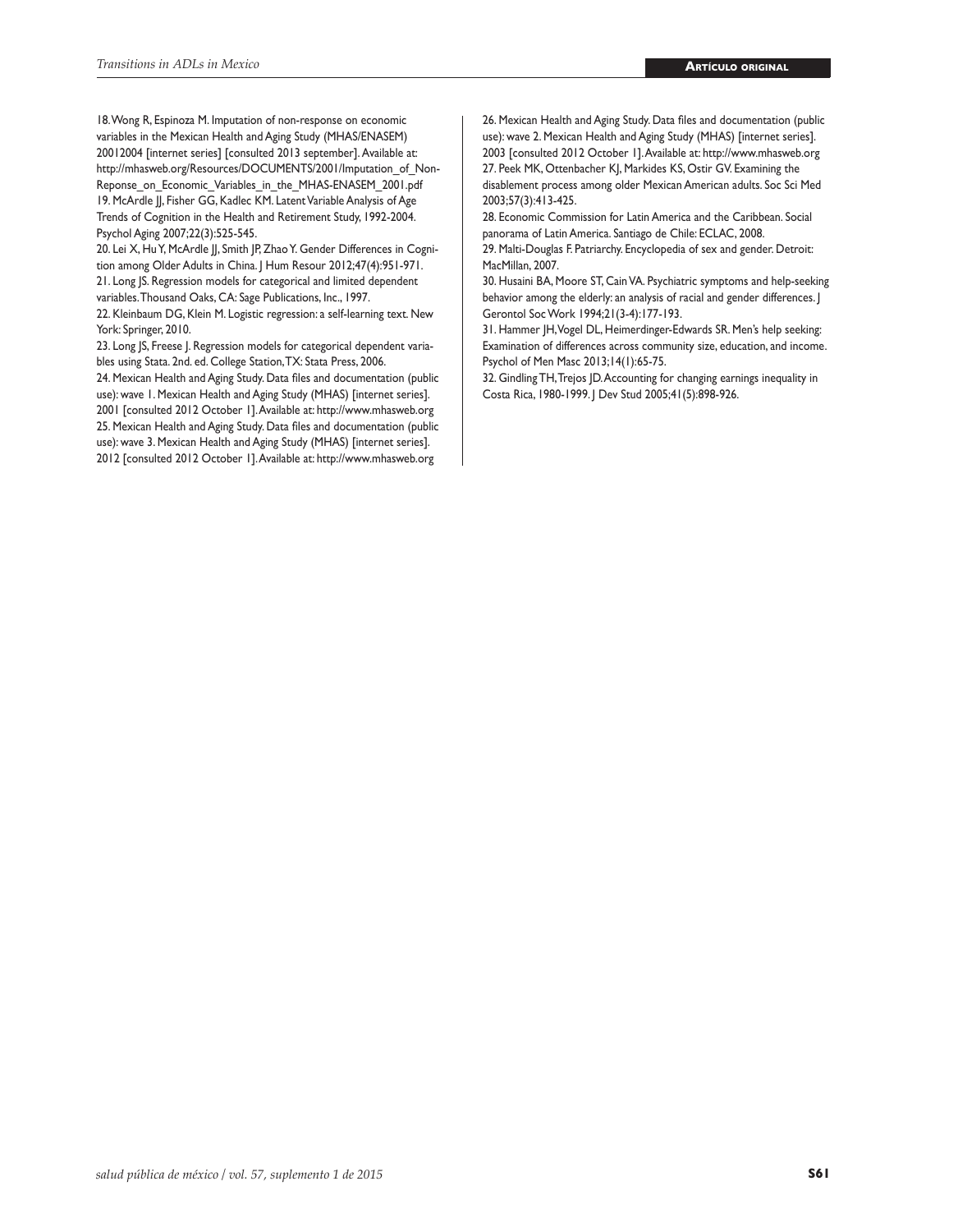18. Wong R, Espinoza M. Imputation of non-response on economic variables in the Mexican Health and Aging Study (MHAS/ENASEM) 20012004 [internet series] [consulted 2013 september]. Available at: http://mhasweb.org/Resources/DOCUMENTS/2001/Imputation_of_Non-Reponse_on_Economic_Variables_in_the_MHAS-ENASEM_2001.pdf

19. McArdle JJ, Fisher GG, Kadlec KM. Latent Variable Analysis of Age Trends of Cognition in the Health and Retirement Study, 1992-2004. Psychol Aging 2007;22(3):525-545.

20. Lei X, Hu Y, McArdle JJ, Smith JP, Zhao Y. Gender Differences in Cognition among Older Adults in China. J Hum Resour 2012;47(4):951-971.

21. Long JS. Regression models for categorical and limited dependent variables. Thousand Oaks, CA: Sage Publications, Inc., 1997.

22. Kleinbaum DG, Klein M. Logistic regression: a self-learning text. New York: Springer, 2010.

23. Long JS, Freese J. Regression models for categorical dependent variables using Stata. 2nd. ed. College Station, TX: Stata Press, 2006.

24. Mexican Health and Aging Study. Data files and documentation (public use): wave 1. Mexican Health and Aging Study (MHAS) [internet series]. 2001 [consulted 2012 October 1]. Available at: http://www.mhasweb.org

25. Mexican Health and Aging Study. Data files and documentation (public use): wave 3. Mexican Health and Aging Study (MHAS) [internet series]. 2012 [consulted 2012 October 1]. Available at: http://www.mhasweb.org

26. Mexican Health and Aging Study. Data files and documentation (public use): wave 2. Mexican Health and Aging Study (MHAS) [internet series]. 2003 [consulted 2012 October 1]. Available at: http://www.mhasweb.org

27. Peek MK, Ottenbacher KJ, Markides KS, Ostir GV. Examining the disablement process among older Mexican American adults. Soc Sci Med 2003;57(3):413-425.

28. Economic Commission for Latin America and the Caribbean. Social panorama of Latin America. Santiago de Chile: ECLAC, 2008.

29. Malti-Douglas F. Patriarchy. Encyclopedia of sex and gender. Detroit: MacMillan, 2007.

30. Husaini BA, Moore ST, Cain VA. Psychiatric symptoms and help-seeking behavior among the elderly: an analysis of racial and gender differences. J Gerontol Soc Work 1994;21(3-4):177-193.

31. Hammer JH, Vogel DL, Heimerdinger-Edwards SR. Men's help seeking: Examination of differences across community size, education, and income. Psychol of Men Masc 2013;14(1):65-75.

32. Gindling TH, Trejos JD. Accounting for changing earnings inequality in Costa Rica, 1980-1999. J Dev Stud 2005;41(5):898-926.